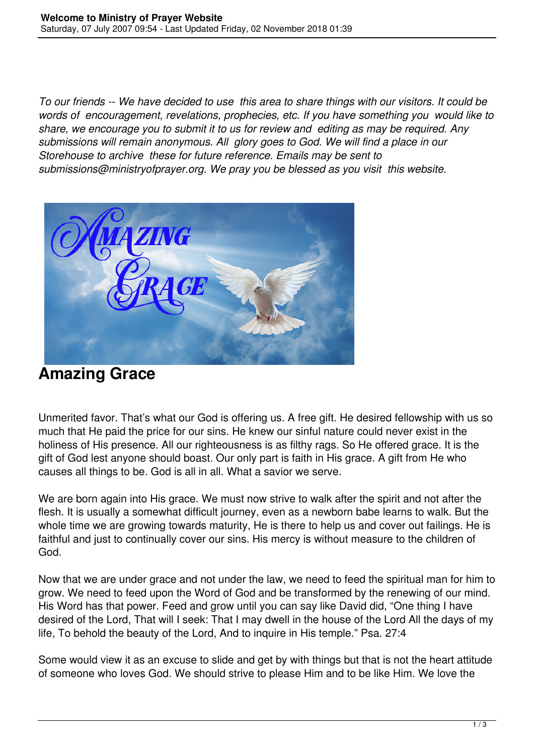*To our friends -- We have decided to use this area to share things with our visitors. It could be words of encouragement, revelations, prophecies, etc. If you have something you would like to share, we encourage you to submit it to us for review and editing as may be required. Any submissions will remain anonymous. All glory goes to God. We will find a place in our Storehouse to archive these for future reference. Emails may be sent to submissions@ministryofprayer.org. We pray you be blessed as you visit this website.*

# Amazing Grace

Unmerited favor. That's what our God is offering us. A free gift. He desired fellowship with us so much that He paid the price for our sins. He knew our sinful nature could never exist in the holiness of His presence. All our righteousness is as filthy rags. So He offered grace. It is the gift of God lest anyone should boast. Our only part is faith in His grace. A gift from He who causes all things to be. God is all in all. What a savior we serve.

We are born again into His grace. We must now strive to walk after the spirit and not after the flesh. It is usually a somewhat difficult journey, even as a newborn babe learns to walk. But the whole time we are growing towards maturity, He is there to help us and cover out failings. He is faithful and just to continually cover our sins. His mercy is without measure to the children of God.

Now that we are under grace and not under the law, we need to feed the spiritual man for him to grow. We need to feed upon the Word of God and be transformed by the renewing of our mind. His Word has that power. Feed and grow until you can say like David did, "One thing I have desired of the Lord, That will I seek: That I may dwell in the house of the Lord All the days of my life, To behold the beauty of the Lord, And to inquire in His temple." Psa. 27:4

Some would view it as an excuse to slide and get by with things but that is not the heart attitude of someone who loves God. We should strive to please Him and to be like Him. We love the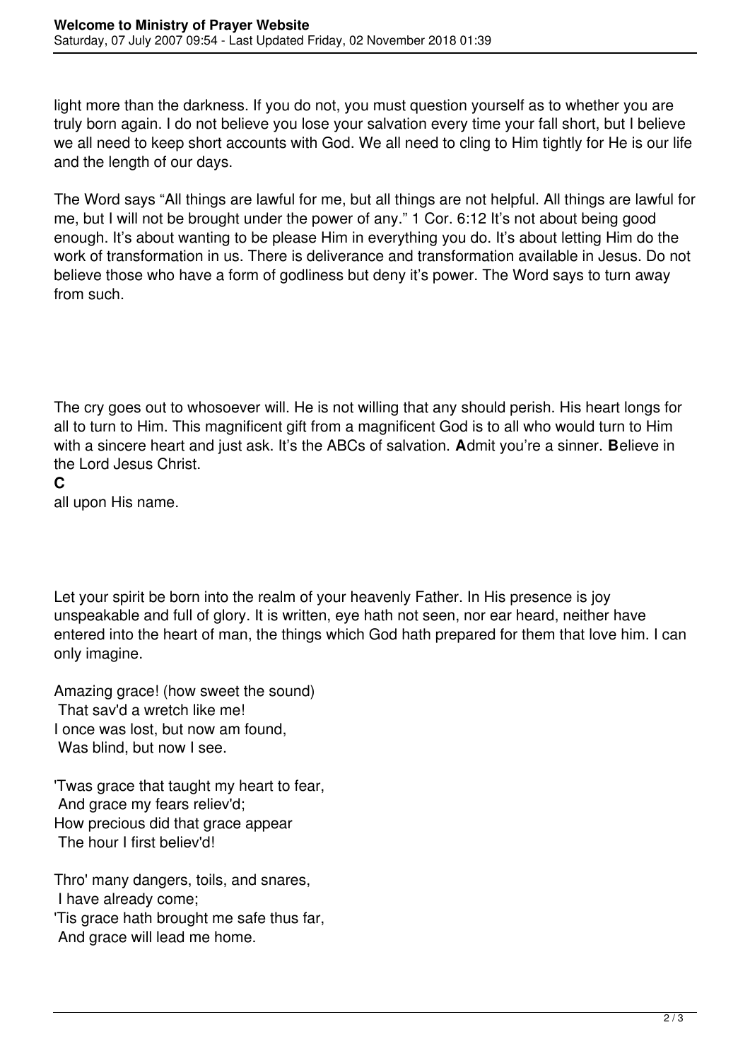light more than the darkness. If you do not, you must question yourself as to whether you are truly born again. I do not believe you lose your salvation every time your fall short, but I believe we all need to keep short accounts with God. We all need to cling to Him tightly for He is our life and the length of our days.

The Word says “All things are lawful for me, but all things are not helpful. All things are lawful for me, but I will not be brought under the power of any.” 1 Cor. 6:12 It’s not about being good enough. It’s about wanting to be please Him in everything you do. It’s about letting Him do the work of transformation in us. There is deliverance and transformation available in Jesus. Do not believe those who have a form of godliness but deny it’s power. The Word says to turn away from such.

The cry goes out to whosoever will. He is not willing that any should perish. His heart longs for all to turn to Him. This magnificent gift from a magnificent God is to all who would turn to Him with a sincere heart and just ask. It’s the ABCs of salvation. **A**dmit you’re a sinner. **B**elieve in the Lord Jesus Christ.
**C**
all upon His name.

Let your spirit be born into the realm of your heavenly Father. In His presence is joy unspeakable and full of glory. It is written, eye hath not seen, nor ear heard, neither have entered into the heart of man, the things which God hath prepared for them that love him. I can only imagine.

Amazing grace! (how sweet the sound)
That sav'd a wretch like me!
I once was lost, but now am found,
Was blind, but now I see.

'Twas grace that taught my heart to fear,
And grace my fears reliev'd;
How precious did that grace appear
The hour I first believ'd!

Thro' many dangers, toils, and snares,
I have already come;
'Tis grace hath brought me safe thus far,
And grace will lead me home.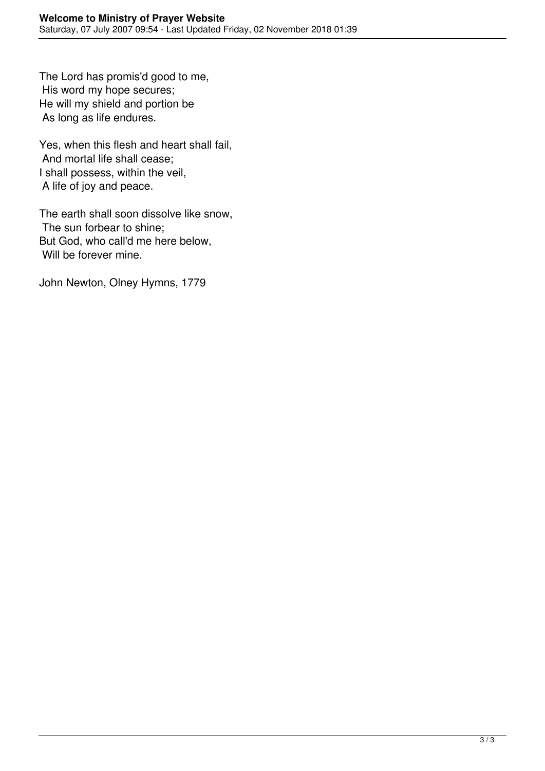The Lord has promis'd good to me,
His word my hope secures;
He will my shield and portion be
As long as life endures.

Yes, when this flesh and heart shall fail,
And mortal life shall cease;
I shall possess, within the veil,
A life of joy and peace.

The earth shall soon dissolve like snow,
The sun forbear to shine;
But God, who call'd me here below,
Will be forever mine.

John Newton, Olney Hymns, 1779